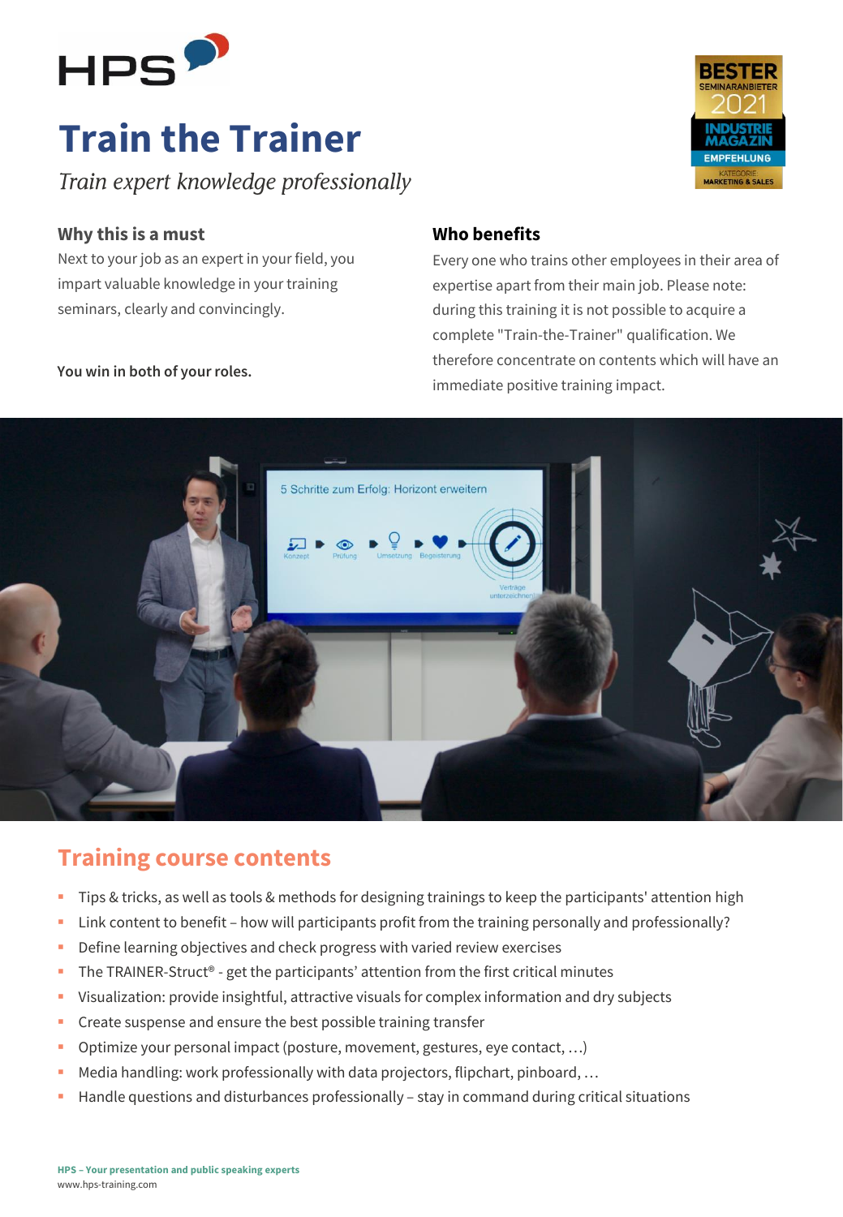HPS

# Train the Trainer

*Train expert knowledge professionally*

BESTER SEMINARANBIETER 2021 INDUSTRIE MAGAZIN EMPFEHLUNG KATEGORIE MARKETING & SALES

### Why this is a must

Next to your job as an expert in your field, you impart valuable knowledge in your training seminars, clearly and convincingly.

**You win in both of your roles.**

### Who benefits

Every one who trains other employees in their area of expertise apart from their main job. Please note: during this training it is not possible to acquire a complete "Train-the-Trainer" qualification. We therefore concentrate on contents which will have an immediate positive training impact.

## Training course contents

- Tips & tricks, as well as tools & methods for designing trainings to keep the participants' attention high
- Link content to benefit – how will participants profit from the training personally and professionally?
- Define learning objectives and check progress with varied review exercises
- The TRAINER-Struct® - get the participants' attention from the first critical minutes
- Visualization: provide insightful, attractive visuals for complex information and dry subjects
- Create suspense and ensure the best possible training transfer
- Optimize your personal impact (posture, movement, gestures, eye contact, …)
- Media handling: work professionally with data projectors, flipchart, pinboard, …
- Handle questions and disturbances professionally – stay in command during critical situations

**HPS – Your presentation and public speaking experts**
www.hps-training.com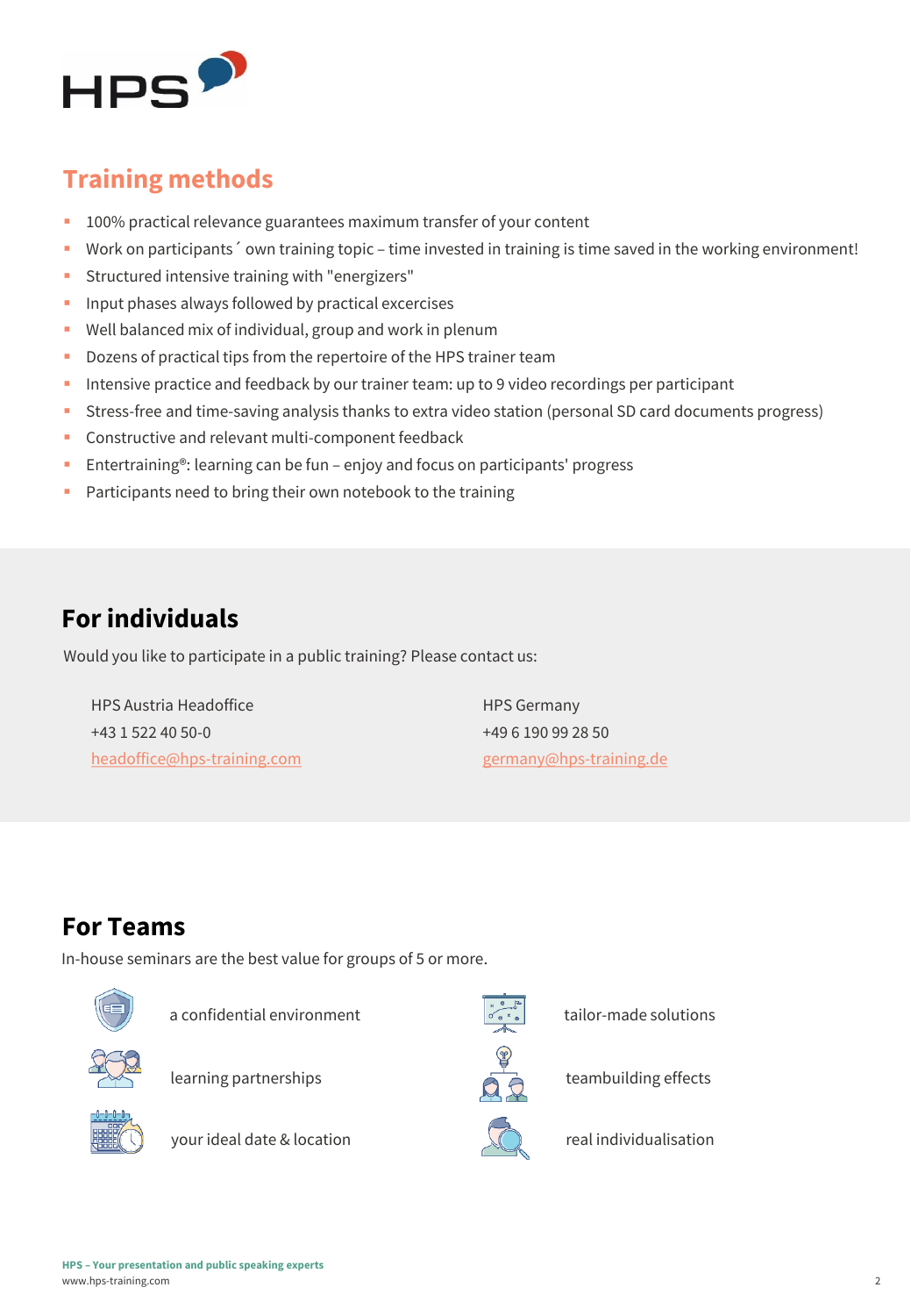## Training methods

- 100% practical relevance guarantees maximum transfer of your content
- Work on participants´ own training topic – time invested in training is time saved in the working environment!
- Structured intensive training with "energizers"
- Input phases always followed by practical excercises
- Well balanced mix of individual, group and work in plenum
- Dozens of practical tips from the repertoire of the HPS trainer team
- Intensive practice and feedback by our trainer team: up to 9 video recordings per participant
- Stress-free and time-saving analysis thanks to extra video station (personal SD card documents progress)
- Constructive and relevant multi-component feedback
- Entertraining®: learning can be fun – enjoy and focus on participants' progress
- Participants need to bring their own notebook to the training

## For individuals

Would you like to participate in a public training? Please contact us:

HPS Austria Headoffice
+43 1 522 40 50-0
headoffice@hps-training.com

HPS Germany
+49 6 190 99 28 50
germany@hps-training.de

## For Teams

In-house seminars are the best value for groups of 5 or more.

- a confidential environment
- learning partnerships
- your ideal date & location
- tailor-made solutions
- teambuilding effects
- real individualisation

**HPS – Your presentation and public speaking experts**
www.hps-training.com